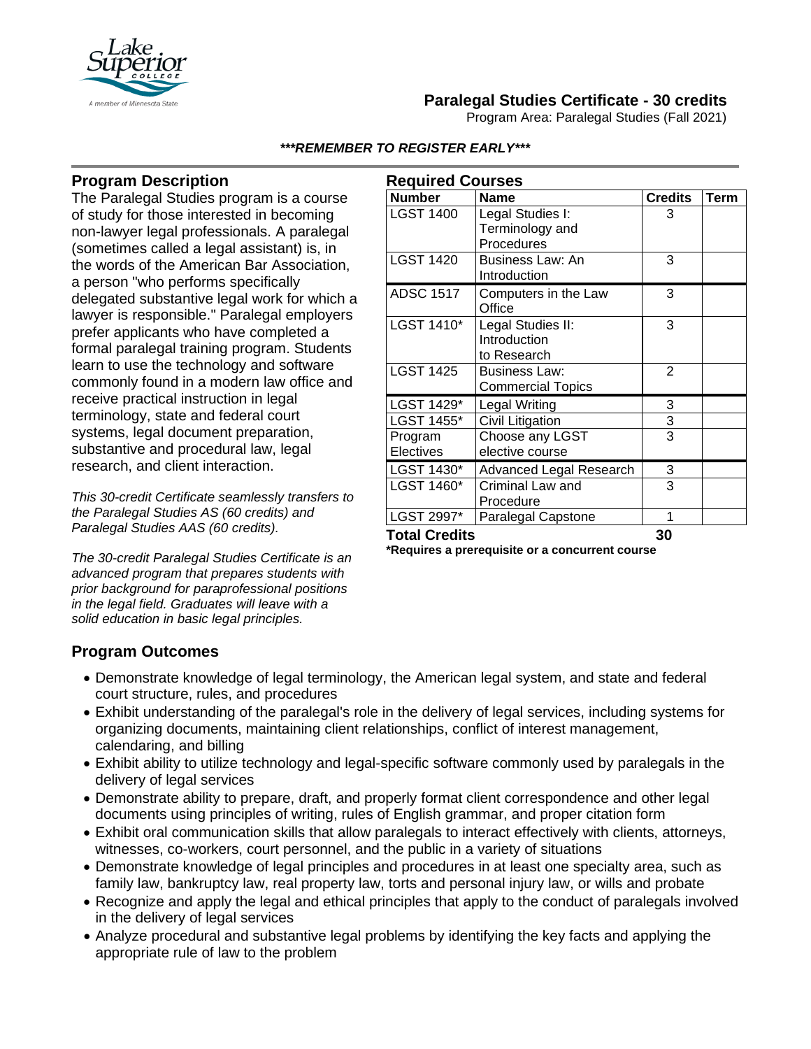# Paralegal Studies Certificate - 30 credits

Program Area: Paralegal Studies (Fall 2021)

***REMEMBER TO REGISTER EARLY***

## Program Description

The Paralegal Studies program is a course of study for those interested in becoming non-lawyer legal professionals. A paralegal (sometimes called a legal assistant) is, in the words of the American Bar Association, a person "who performs specifically delegated substantive legal work for which a lawyer is responsible." Paralegal employers prefer applicants who have completed a formal paralegal training program. Students learn to use the technology and software commonly found in a modern law office and receive practical instruction in legal terminology, state and federal court systems, legal document preparation, substantive and procedural law, legal research, and client interaction.

*This 30-credit Certificate seamlessly transfers to the Paralegal Studies AS (60 credits) and Paralegal Studies AAS (60 credits).*

*The 30-credit Paralegal Studies Certificate is an advanced program that prepares students with prior background for paraprofessional positions in the legal field. Graduates will leave with a solid education in basic legal principles.*

## Required Courses

| Number | Name | Credits | Term |
|---|---|---|---|
| LGST 1400 | Legal Studies I: Terminology and Procedures | 3 | |
| LGST 1420 | Business Law: An Introduction | 3 | |
| ADSC 1517 | Computers in the Law Office | 3 | |
| LGST 1410* | Legal Studies II: Introduction to Research | 3 | |
| LGST 1425 | Business Law: Commercial Topics | 2 | |
| LGST 1429* | Legal Writing | 3 | |
| LGST 1455* | Civil Litigation | 3 | |
| Program Electives | Choose any LGST elective course | 3 | |
| LGST 1430* | Advanced Legal Research | 3 | |
| LGST 1460* | Criminal Law and Procedure | 3 | |
| LGST 2997* | Paralegal Capstone | 1 | |
| **Total Credits** | | **30** | |

***Requires a prerequisite or a concurrent course**

## Program Outcomes

- Demonstrate knowledge of legal terminology, the American legal system, and state and federal court structure, rules, and procedures
- Exhibit understanding of the paralegal's role in the delivery of legal services, including systems for organizing documents, maintaining client relationships, conflict of interest management, calendaring, and billing
- Exhibit ability to utilize technology and legal-specific software commonly used by paralegals in the delivery of legal services
- Demonstrate ability to prepare, draft, and properly format client correspondence and other legal documents using principles of writing, rules of English grammar, and proper citation form
- Exhibit oral communication skills that allow paralegals to interact effectively with clients, attorneys, witnesses, co-workers, court personnel, and the public in a variety of situations
- Demonstrate knowledge of legal principles and procedures in at least one specialty area, such as family law, bankruptcy law, real property law, torts and personal injury law, or wills and probate
- Recognize and apply the legal and ethical principles that apply to the conduct of paralegals involved in the delivery of legal services
- Analyze procedural and substantive legal problems by identifying the key facts and applying the appropriate rule of law to the problem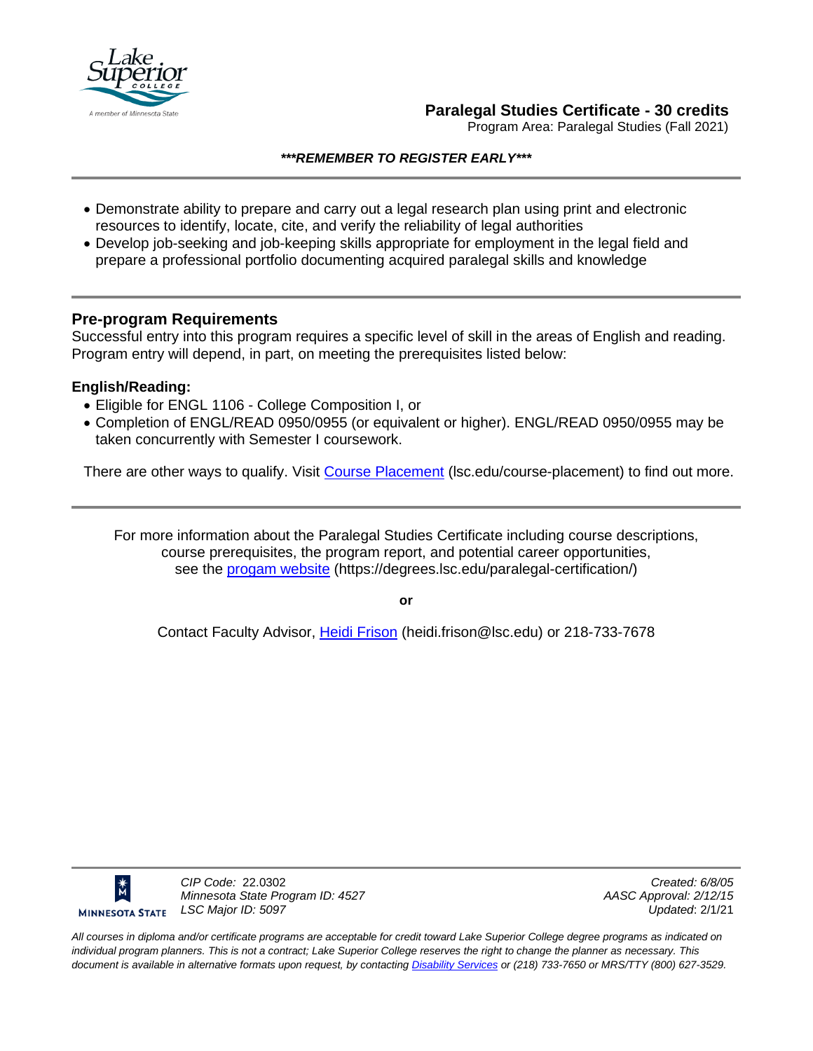**Paralegal Studies Certificate - 30 credits**
Program Area: Paralegal Studies (Fall 2021)

***\*\*\*REMEMBER TO REGISTER EARLY\*\*\****

- Demonstrate ability to prepare and carry out a legal research plan using print and electronic resources to identify, locate, cite, and verify the reliability of legal authorities
- Develop job-seeking and job-keeping skills appropriate for employment in the legal field and prepare a professional portfolio documenting acquired paralegal skills and knowledge

## Pre-program Requirements

Successful entry into this program requires a specific level of skill in the areas of English and reading. Program entry will depend, in part, on meeting the prerequisites listed below:

### English/Reading:

- Eligible for ENGL 1106 - College Composition I, or
- Completion of ENGL/READ 0950/0955 (or equivalent or higher). ENGL/READ 0950/0955 may be taken concurrently with Semester I coursework.

There are other ways to qualify. Visit [Course Placement](lsc.edu/course-placement) (lsc.edu/course-placement) to find out more.

For more information about the Paralegal Studies Certificate including course descriptions, course prerequisites, the program report, and potential career opportunities, see the [progam website](https://degrees.lsc.edu/paralegal-certification/) (https://degrees.lsc.edu/paralegal-certification/)

**or**

Contact Faculty Advisor, [Heidi Frison](mailto:heidi.frison@lsc.edu) (heidi.frison@lsc.edu) or 218-733-7678

*CIP Code:* 22.0302
*Minnesota State Program ID: 4527*
*LSC Major ID: 5097*

*Created: 6/8/05*
*AASC Approval: 2/12/15*
*Updated*: 2/1/21

*All courses in diploma and/or certificate programs are acceptable for credit toward Lake Superior College degree programs as indicated on individual program planners. This is not a contract; Lake Superior College reserves the right to change the planner as necessary. This document is available in alternative formats upon request, by contacting [Disability Services](Disability Services) or (218) 733-7650 or MRS/TTY (800) 627-3529.*